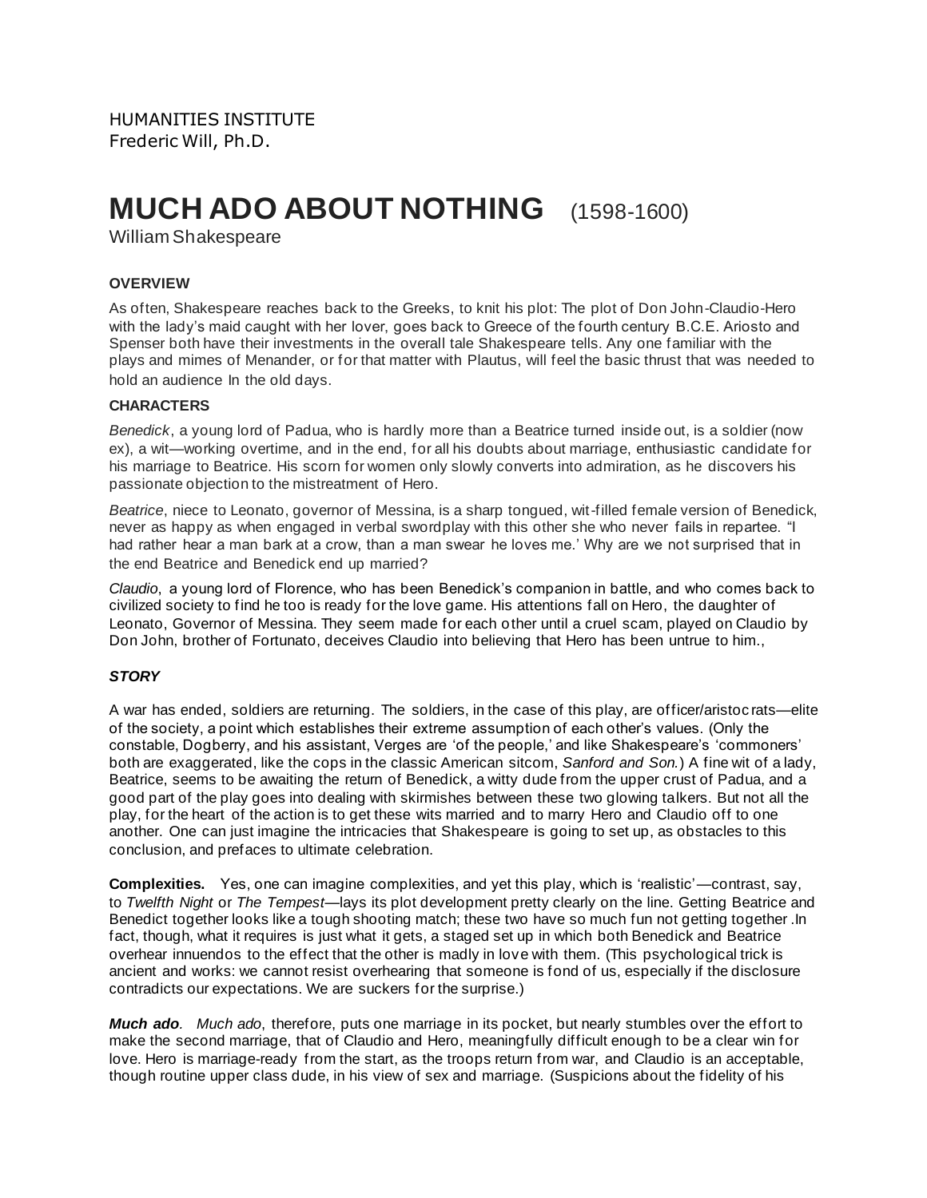HUMANITIES INSTITUTE
Frederic Will, Ph.D.

# MUCH ADO ABOUT NOTHING (1598-1600)

William Shakespeare

### OVERVIEW

As often, Shakespeare reaches back to the Greeks, to knit his plot: The plot of Don John-Claudio-Hero with the lady's maid caught with her lover, goes back to Greece of the fourth century B.C.E. Ariosto and Spenser both have their investments in the overall tale Shakespeare tells. Any one familiar with the plays and mimes of Menander, or for that matter with Plautus, will feel the basic thrust that was needed to hold an audience In the old days.

### CHARACTERS

*Benedick*, a young lord of Padua, who is hardly more than a Beatrice turned inside out, is a soldier (now ex), a wit—working overtime, and in the end, for all his doubts about marriage, enthusiastic candidate for his marriage to Beatrice. His scorn for women only slowly converts into admiration, as he discovers his passionate objection to the mistreatment of Hero.

*Beatrice*, niece to Leonato, governor of Messina, is a sharp tongued, wit-filled female version of Benedick, never as happy as when engaged in verbal swordplay with this other she who never fails in repartee. "I had rather hear a man bark at a crow, than a man swear he loves me.' Why are we not surprised that in the end Beatrice and Benedick end up married?

*Claudio*, a young lord of Florence, who has been Benedick's companion in battle, and who comes back to civilized society to find he too is ready for the love game. His attentions fall on Hero, the daughter of Leonato, Governor of Messina. They seem made for each other until a cruel scam, played on Claudio by Don John, brother of Fortunato, deceives Claudio into believing that Hero has been untrue to him.,

### *STORY*

A war has ended, soldiers are returning. The soldiers, in the case of this play, are officer/aristocrats—elite of the society, a point which establishes their extreme assumption of each other's values. (Only the constable, Dogberry, and his assistant, Verges are 'of the people,' and like Shakespeare's 'commoners' both are exaggerated, like the cops in the classic American sitcom, *Sanford and Son.*) A fine wit of a lady, Beatrice, seems to be awaiting the return of Benedick, a witty dude from the upper crust of Padua, and a good part of the play goes into dealing with skirmishes between these two glowing talkers. But not all the play, for the heart of the action is to get these wits married and to marry Hero and Claudio off to one another. One can just imagine the intricacies that Shakespeare is going to set up, as obstacles to this conclusion, and prefaces to ultimate celebration.

**Complexities.** Yes, one can imagine complexities, and yet this play, which is 'realistic'—contrast, say, to *Twelfth Night* or *The Tempest*—lays its plot development pretty clearly on the line. Getting Beatrice and Benedict together looks like a tough shooting match; these two have so much fun not getting together .In fact, though, what it requires is just what it gets, a staged set up in which both Benedick and Beatrice overhear innuendos to the effect that the other is madly in love with them. (This psychological trick is ancient and works: we cannot resist overhearing that someone is fond of us, especially if the disclosure contradicts our expectations. We are suckers for the surprise.)

***Much ado.*** *Much ado*, therefore, puts one marriage in its pocket, but nearly stumbles over the effort to make the second marriage, that of Claudio and Hero, meaningfully difficult enough to be a clear win for love. Hero is marriage-ready from the start, as the troops return from war, and Claudio is an acceptable, though routine upper class dude, in his view of sex and marriage. (Suspicions about the fidelity of his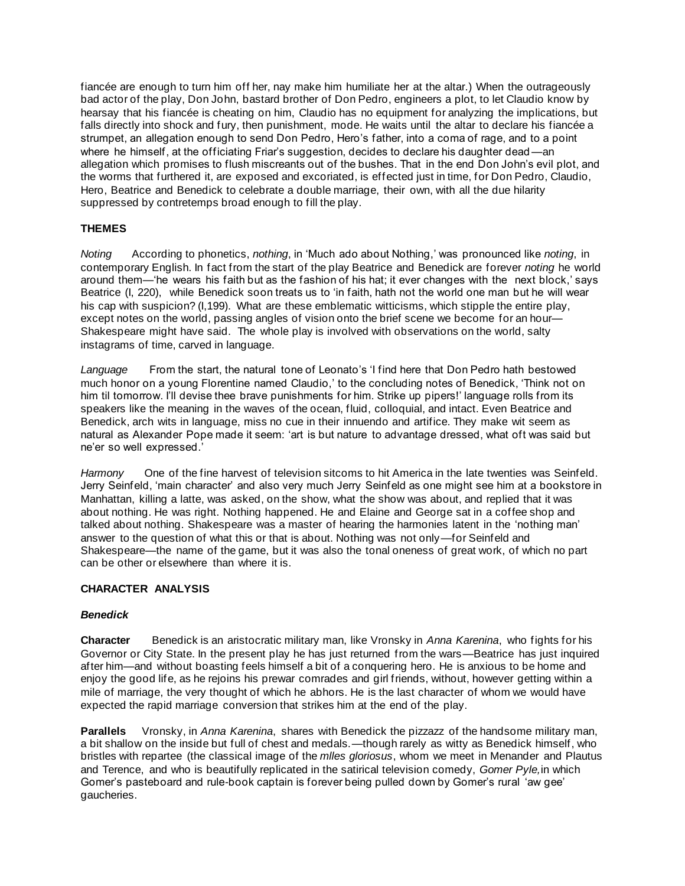fiancée are enough to turn him off her, nay make him humiliate her at the altar.) When the outrageously bad actor of the play, Don John, bastard brother of Don Pedro, engineers a plot, to let Claudio know by hearsay that his fiancée is cheating on him, Claudio has no equipment for analyzing the implications, but falls directly into shock and fury, then punishment, mode. He waits until the altar to declare his fiancée a strumpet, an allegation enough to send Don Pedro, Hero's father, into a coma of rage, and to a point where he himself, at the officiating Friar's suggestion, decides to declare his daughter dead—an allegation which promises to flush miscreants out of the bushes. That in the end Don John's evil plot, and the worms that furthered it, are exposed and excoriated, is effected just in time, for Don Pedro, Claudio, Hero, Beatrice and Benedick to celebrate a double marriage, their own, with all the due hilarity suppressed by contretemps broad enough to fill the play.

## THEMES

*Noting* According to phonetics, *nothing*, in 'Much ado about Nothing,' was pronounced like *noting*, in contemporary English. In fact from the start of the play Beatrice and Benedick are forever *noting* he world around them—'he wears his faith but as the fashion of his hat; it ever changes with the next block,' says Beatrice (I, 220), while Benedick soon treats us to 'in faith, hath not the world one man but he will wear his cap with suspicion? (I,199). What are these emblematic witticisms, which stipple the entire play, except notes on the world, passing angles of vision onto the brief scene we become for an hour—Shakespeare might have said. The whole play is involved with observations on the world, salty instagrams of time, carved in language.

*Language* From the start, the natural tone of Leonato's 'I find here that Don Pedro hath bestowed much honor on a young Florentine named Claudio,' to the concluding notes of Benedick, 'Think not on him til tomorrow. I'll devise thee brave punishments for him. Strike up pipers!' language rolls from its speakers like the meaning in the waves of the ocean, fluid, colloquial, and intact. Even Beatrice and Benedick, arch wits in language, miss no cue in their innuendo and artifice. They make wit seem as natural as Alexander Pope made it seem: 'art is but nature to advantage dressed, what oft was said but ne'er so well expressed.'

*Harmony* One of the fine harvest of television sitcoms to hit America in the late twenties was Seinfeld. Jerry Seinfeld, 'main character' and also very much Jerry Seinfeld as one might see him at a bookstore in Manhattan, killing a latte, was asked, on the show, what the show was about, and replied that it was about nothing. He was right. Nothing happened. He and Elaine and George sat in a coffee shop and talked about nothing. Shakespeare was a master of hearing the harmonies latent in the 'nothing man' answer to the question of what this or that is about. Nothing was not only—for Seinfeld and Shakespeare—the name of the game, but it was also the tonal oneness of great work, of which no part can be other or elsewhere than where it is.

## CHARACTER ANALYSIS

### *Benedick*

**Character** Benedick is an aristocratic military man, like Vronsky in *Anna Karenina*, who fights for his Governor or City State. In the present play he has just returned from the wars—Beatrice has just inquired after him—and without boasting feels himself a bit of a conquering hero. He is anxious to be home and enjoy the good life, as he rejoins his prewar comrades and girl friends, without, however getting within a mile of marriage, the very thought of which he abhors. He is the last character of whom we would have expected the rapid marriage conversion that strikes him at the end of the play.

**Parallels** Vronsky, in *Anna Karenina*, shares with Benedick the pizzazz of the handsome military man, a bit shallow on the inside but full of chest and medals.—though rarely as witty as Benedick himself, who bristles with repartee (the classical image of the *mlles gloriosus*, whom we meet in Menander and Plautus and Terence, and who is beautifully replicated in the satirical television comedy, *Gomer Pyle,* in which Gomer's pasteboard and rule-book captain is forever being pulled down by Gomer's rural 'aw gee' gaucheries.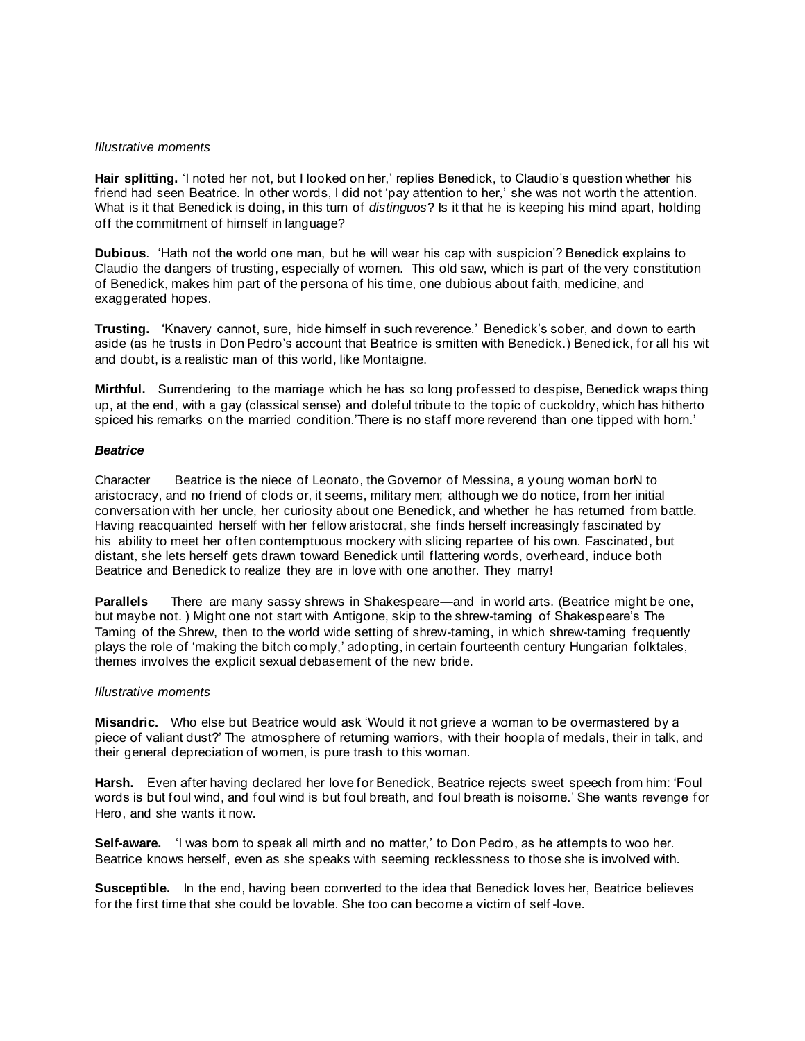*Illustrative moments*

**Hair splitting.** 'I noted her not, but I looked on her,' replies Benedick, to Claudio's question whether his friend had seen Beatrice. In other words, I did not 'pay attention to her,' she was not worth the attention. What is it that Benedick is doing, in this turn of *distinguos*? Is it that he is keeping his mind apart, holding off the commitment of himself in language?

**Dubious**. 'Hath not the world one man, but he will wear his cap with suspicion'? Benedick explains to Claudio the dangers of trusting, especially of women. This old saw, which is part of the very constitution of Benedick, makes him part of the persona of his time, one dubious about faith, medicine, and exaggerated hopes.

**Trusting.** 'Knavery cannot, sure, hide himself in such reverence.' Benedick's sober, and down to earth aside (as he trusts in Don Pedro's account that Beatrice is smitten with Benedick.) Benedick, for all his wit and doubt, is a realistic man of this world, like Montaigne.

**Mirthful.** Surrendering to the marriage which he has so long professed to despise, Benedick wraps thing up, at the end, with a gay (classical sense) and doleful tribute to the topic of cuckoldry, which has hitherto spiced his remarks on the married condition.'There is no staff more reverend than one tipped with horn.'

***Beatrice***

Character Beatrice is the niece of Leonato, the Governor of Messina, a young woman borN to aristocracy, and no friend of clods or, it seems, military men; although we do notice, from her initial conversation with her uncle, her curiosity about one Benedick, and whether he has returned from battle. Having reacquainted herself with her fellow aristocrat, she finds herself increasingly fascinated by his ability to meet her often contemptuous mockery with slicing repartee of his own. Fascinated, but distant, she lets herself gets drawn toward Benedick until flattering words, overheard, induce both Beatrice and Benedick to realize they are in love with one another. They marry!

**Parallels** There are many sassy shrews in Shakespeare—and in world arts. (Beatrice might be one, but maybe not. ) Might one not start with Antigone, skip to the shrew-taming of Shakespeare's The Taming of the Shrew, then to the world wide setting of shrew-taming, in which shrew-taming frequently plays the role of 'making the bitch comply,' adopting, in certain fourteenth century Hungarian folktales, themes involves the explicit sexual debasement of the new bride.

*Illustrative moments*

**Misandric.** Who else but Beatrice would ask 'Would it not grieve a woman to be overmastered by a piece of valiant dust?' The atmosphere of returning warriors, with their hoopla of medals, their in talk, and their general depreciation of women, is pure trash to this woman.

**Harsh.** Even after having declared her love for Benedick, Beatrice rejects sweet speech from him: 'Foul words is but foul wind, and foul wind is but foul breath, and foul breath is noisome.' She wants revenge for Hero, and she wants it now.

**Self-aware.** 'I was born to speak all mirth and no matter,' to Don Pedro, as he attempts to woo her. Beatrice knows herself, even as she speaks with seeming recklessness to those she is involved with.

**Susceptible.** In the end, having been converted to the idea that Benedick loves her, Beatrice believes for the first time that she could be lovable. She too can become a victim of self-love.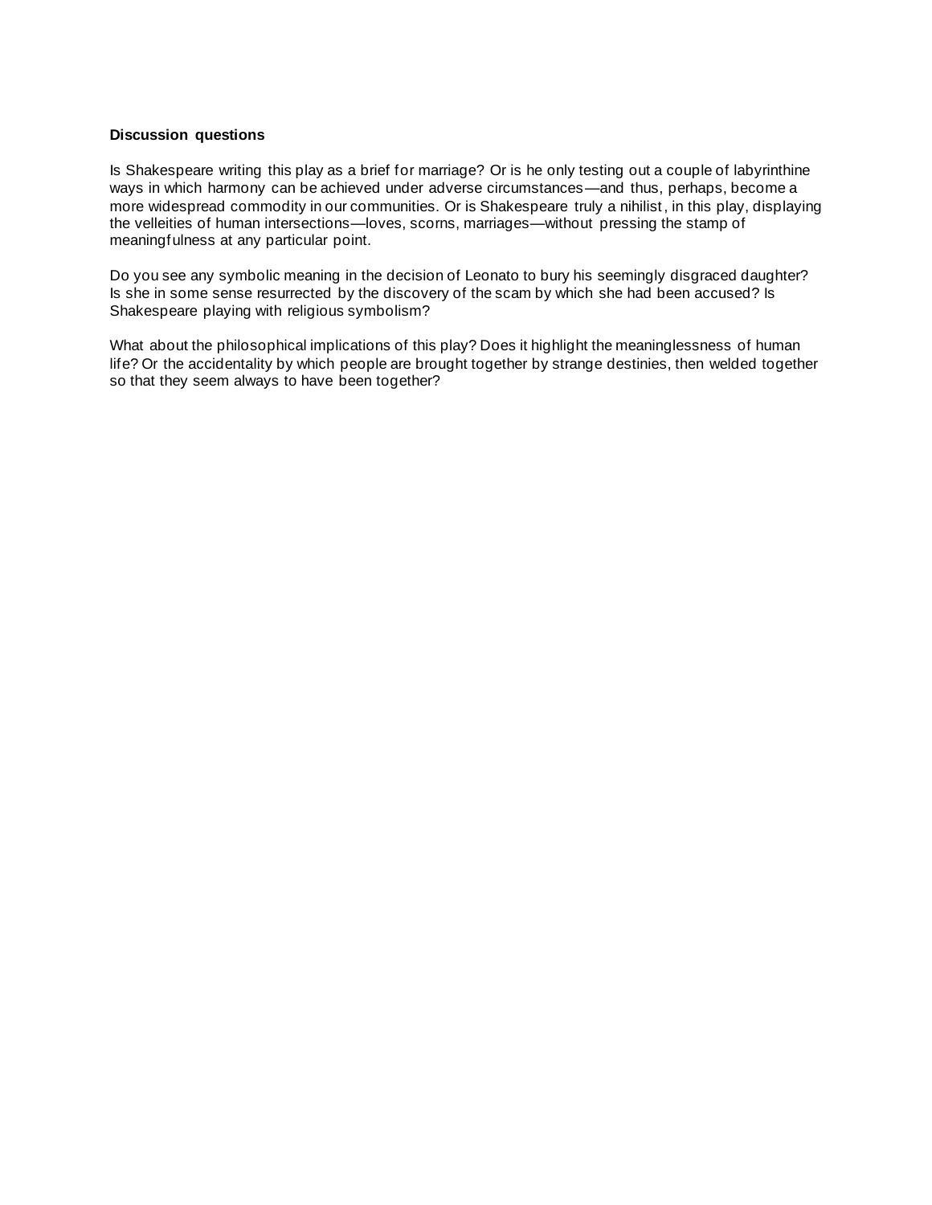**Discussion questions**

Is Shakespeare writing this play as a brief for marriage? Or is he only testing out a couple of labyrinthine ways in which harmony can be achieved under adverse circumstances—and thus, perhaps, become a more widespread commodity in our communities. Or is Shakespeare truly a nihilist, in this play, displaying the velleities of human intersections—loves, scorns, marriages—without pressing the stamp of meaningfulness at any particular point.

Do you see any symbolic meaning in the decision of Leonato to bury his seemingly disgraced daughter? Is she in some sense resurrected by the discovery of the scam by which she had been accused? Is Shakespeare playing with religious symbolism?

What about the philosophical implications of this play? Does it highlight the meaninglessness of human life? Or the accidentality by which people are brought together by strange destinies, then welded together so that they seem always to have been together?